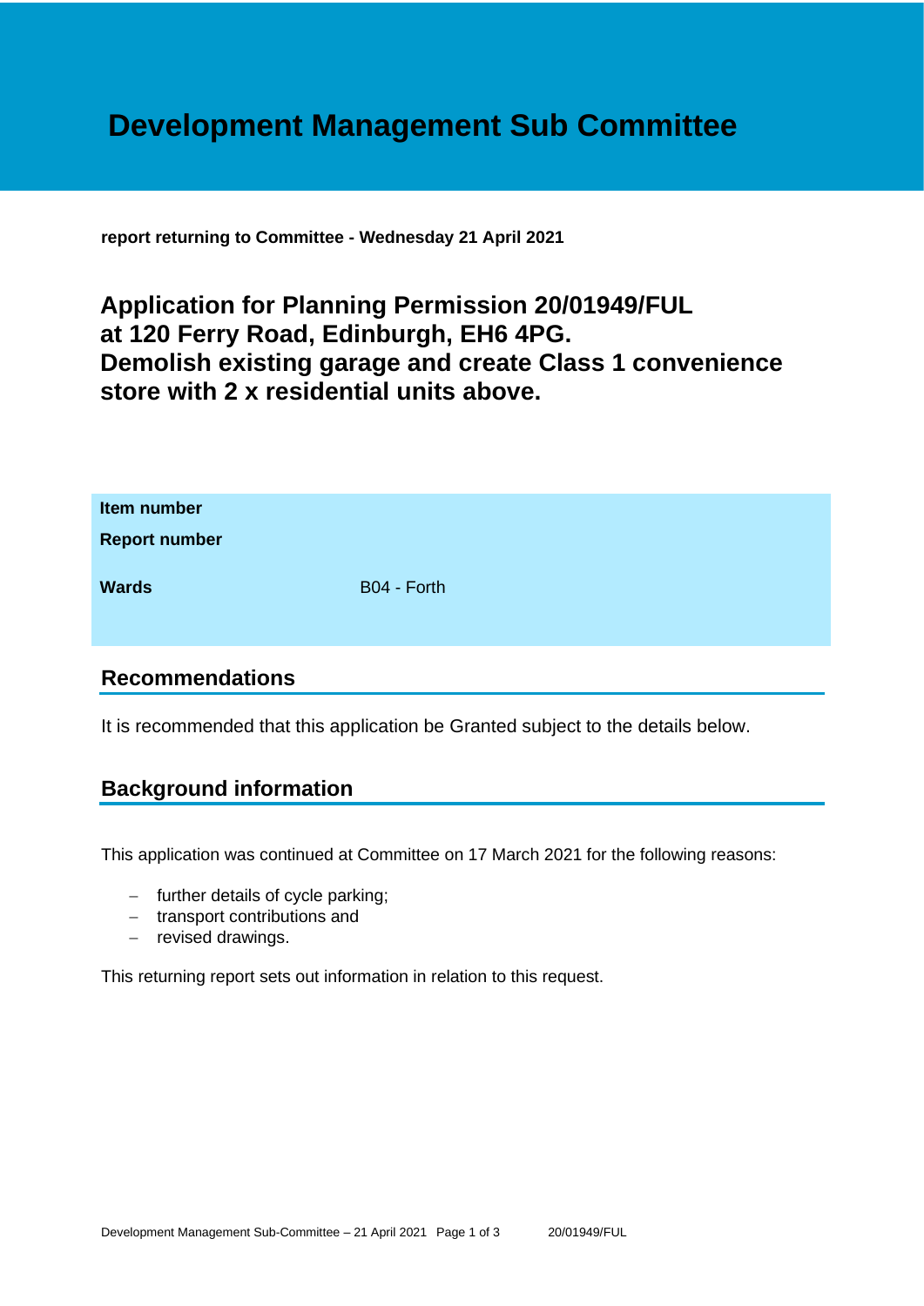# Development Management Sub Committee

**report returning to Committee - Wednesday 21 April 2021**

## Application for Planning Permission 20/01949/FUL at 120 Ferry Road, Edinburgh, EH6 4PG. Demolish existing garage and create Class 1 convenience store with 2 x residential units above.

| | |
|---|---|
| **Item number** | |
| **Report number** | |
| **Wards** | B04 - Forth |

## Recommendations

It is recommended that this application be Granted subject to the details below.

## Background information

This application was continued at Committee on 17 March 2021 for the following reasons:

- further details of cycle parking;
- transport contributions and
- revised drawings.

This returning report sets out information in relation to this request.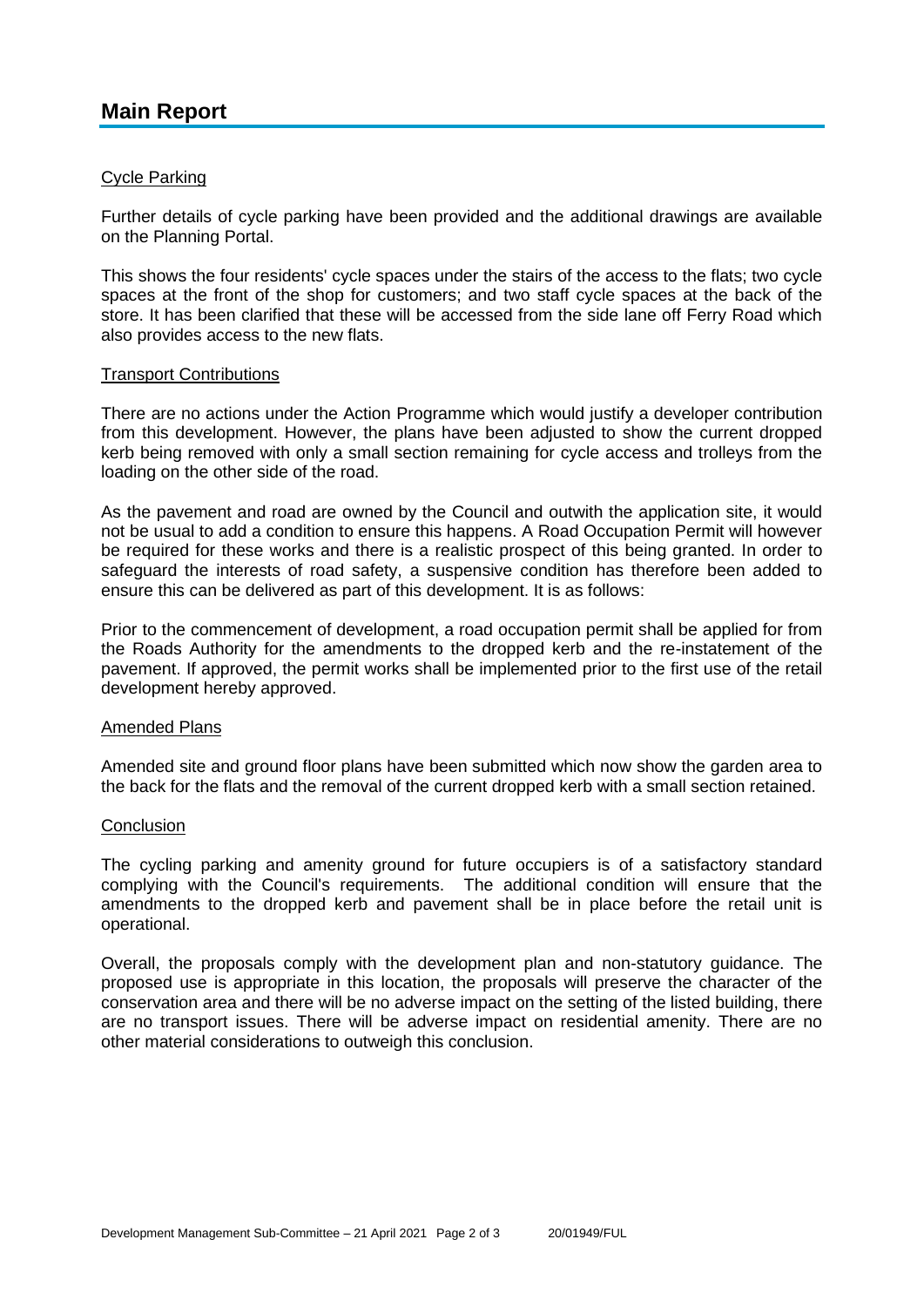# Main Report

Cycle Parking

Further details of cycle parking have been provided and the additional drawings are available on the Planning Portal.

This shows the four residents' cycle spaces under the stairs of the access to the flats; two cycle spaces at the front of the shop for customers; and two staff cycle spaces at the back of the store. It has been clarified that these will be accessed from the side lane off Ferry Road which also provides access to the new flats.

Transport Contributions

There are no actions under the Action Programme which would justify a developer contribution from this development. However, the plans have been adjusted to show the current dropped kerb being removed with only a small section remaining for cycle access and trolleys from the loading on the other side of the road.

As the pavement and road are owned by the Council and outwith the application site, it would not be usual to add a condition to ensure this happens. A Road Occupation Permit will however be required for these works and there is a realistic prospect of this being granted. In order to safeguard the interests of road safety, a suspensive condition has therefore been added to ensure this can be delivered as part of this development. It is as follows:

Prior to the commencement of development, a road occupation permit shall be applied for from the Roads Authority for the amendments to the dropped kerb and the re-instatement of the pavement. If approved, the permit works shall be implemented prior to the first use of the retail development hereby approved.

Amended Plans

Amended site and ground floor plans have been submitted which now show the garden area to the back for the flats and the removal of the current dropped kerb with a small section retained.

Conclusion

The cycling parking and amenity ground for future occupiers is of a satisfactory standard complying with the Council's requirements. The additional condition will ensure that the amendments to the dropped kerb and pavement shall be in place before the retail unit is operational.

Overall, the proposals comply with the development plan and non-statutory guidance. The proposed use is appropriate in this location, the proposals will preserve the character of the conservation area and there will be no adverse impact on the setting of the listed building, there are no transport issues. There will be adverse impact on residential amenity. There are no other material considerations to outweigh this conclusion.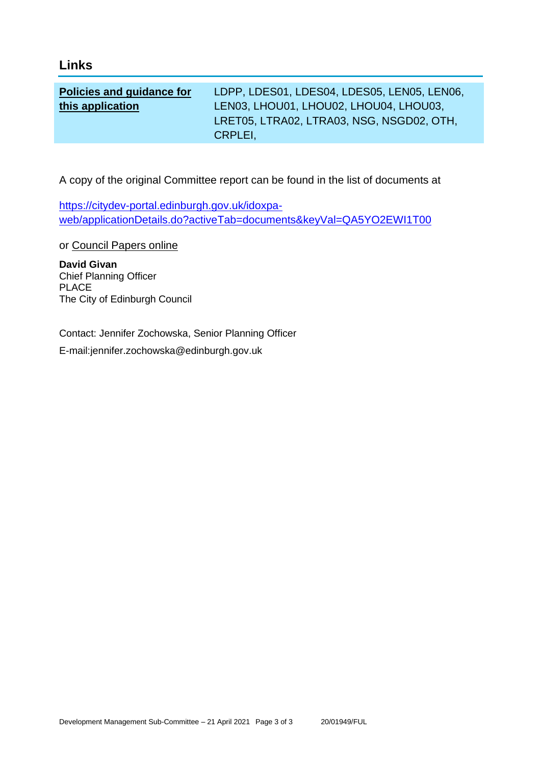## Links

| | |
|---|---|
| **Policies and guidance for this application** | LDPP, LDES01, LDES04, LDES05, LEN05, LEN06, LEN03, LHOU01, LHOU02, LHOU04, LHOU03, LRET05, LTRA02, LTRA03, NSG, NSGD02, OTH, CRPLEI, |

A copy of the original Committee report can be found in the list of documents at

https://citydev-portal.edinburgh.gov.uk/idoxpa-web/applicationDetails.do?activeTab=documents&keyVal=QA5YO2EWI1T00

or Council Papers online

**David Givan**
Chief Planning Officer
PLACE
The City of Edinburgh Council

Contact: Jennifer Zochowska, Senior Planning Officer

E-mail:jennifer.zochowska@edinburgh.gov.uk